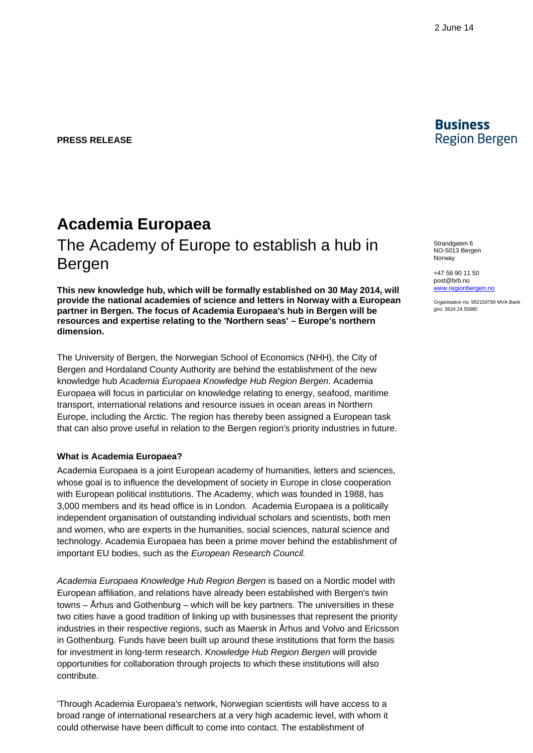2 June 14

**Business**
Region Bergen

**PRESS RELEASE**

Strandgaten 6
NO-5013 Bergen
Norway

+47 56 90 11 50
post@brb.no
www.regionbergen.no

Organisation no: 992159790 MVA Bank giro: 3624.24.55880

# Academia Europaea

## The Academy of Europe to establish a hub in Bergen

**This new knowledge hub, which will be formally established on 30 May 2014, will provide the national academies of science and letters in Norway with a European partner in Bergen. The focus of Academia Europaea's hub in Bergen will be resources and expertise relating to the 'Northern seas' – Europe's northern dimension.**

The University of Bergen, the Norwegian School of Economics (NHH), the City of Bergen and Hordaland County Authority are behind the establishment of the new knowledge hub *Academia Europaea Knowledge Hub Region Bergen*. Academia Europaea will focus in particular on knowledge relating to energy, seafood, maritime transport, international relations and resource issues in ocean areas in Northern Europe, including the Arctic. The region has thereby been assigned a European task that can also prove useful in relation to the Bergen region's priority industries in future.

**What is Academia Europaea?**

Academia Europaea is a joint European academy of humanities, letters and sciences, whose goal is to influence the development of society in Europe in close cooperation with European political institutions. The Academy, which was founded in 1988, has 3,000 members and its head office is in London. Academia Europaea is a politically independent organisation of outstanding individual scholars and scientists, both men and women, who are experts in the humanities, social sciences, natural science and technology. Academia Europaea has been a prime mover behind the establishment of important EU bodies, such as the *European Research Council.*

*Academia Europaea Knowledge Hub Region Bergen* is based on a Nordic model with European affiliation, and relations have already been established with Bergen's twin towns – Århus and Gothenburg – which will be key partners. The universities in these two cities have a good tradition of linking up with businesses that represent the priority industries in their respective regions, such as Maersk in Århus and Volvo and Ericsson in Gothenburg. Funds have been built up around these institutions that form the basis for investment in long-term research. *Knowledge Hub Region Bergen* will provide opportunities for collaboration through projects to which these institutions will also contribute.

'Through Academia Europaea's network, Norwegian scientists will have access to a broad range of international researchers at a very high academic level, with whom it could otherwise have been difficult to come into contact. The establishment of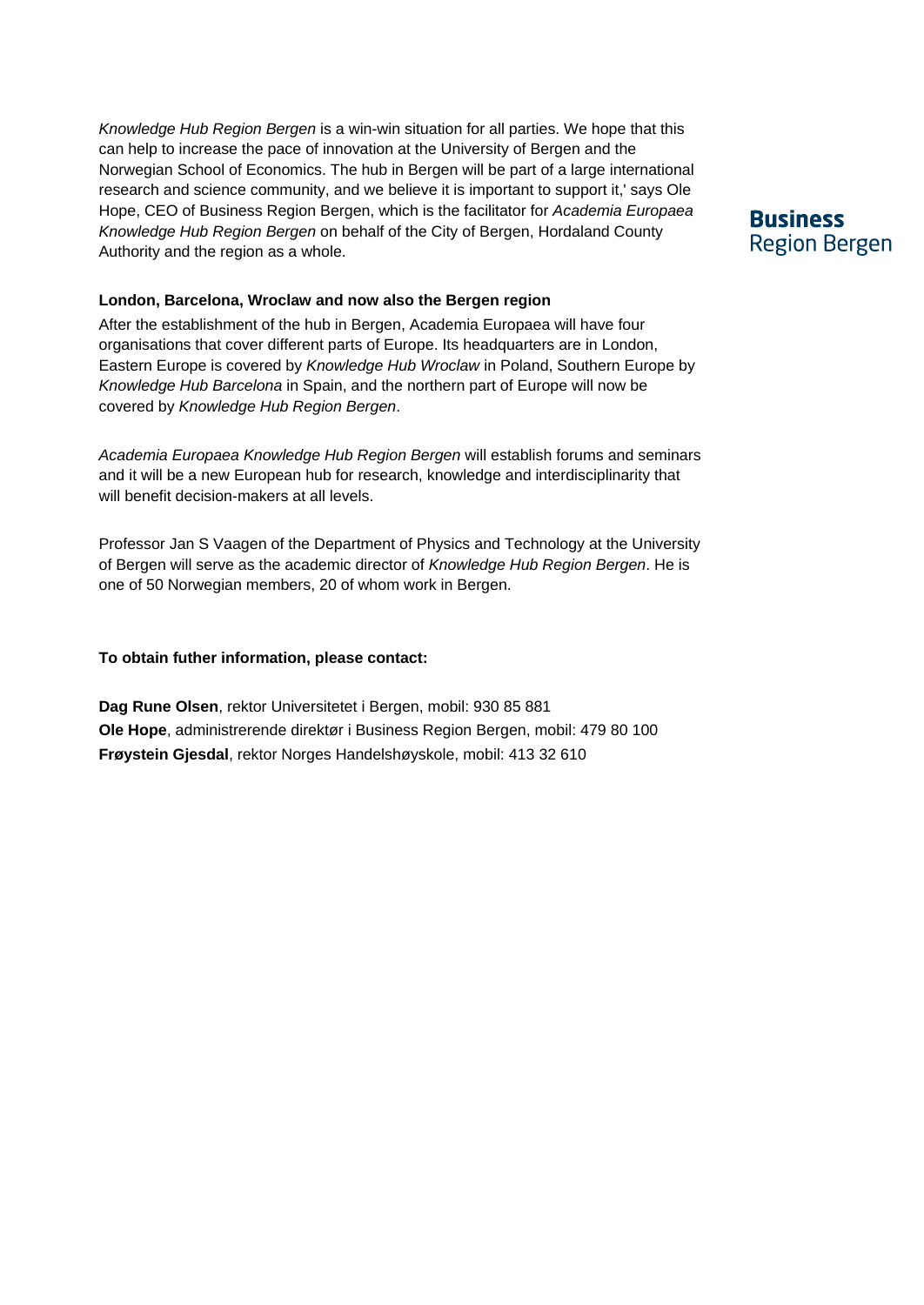*Knowledge Hub Region Bergen* is a win-win situation for all parties. We hope that this can help to increase the pace of innovation at the University of Bergen and the Norwegian School of Economics. The hub in Bergen will be part of a large international research and science community, and we believe it is important to support it,' says Ole Hope, CEO of Business Region Bergen, which is the facilitator for *Academia Europaea Knowledge Hub Region Bergen* on behalf of the City of Bergen, Hordaland County Authority and the region as a whole.

**Business**
Region Bergen

**London, Barcelona, Wroclaw and now also the Bergen region**

After the establishment of the hub in Bergen, Academia Europaea will have four organisations that cover different parts of Europe. Its headquarters are in London, Eastern Europe is covered by *Knowledge Hub Wroclaw* in Poland, Southern Europe by *Knowledge Hub Barcelona* in Spain, and the northern part of Europe will now be covered by *Knowledge Hub Region Bergen*.

*Academia Europaea Knowledge Hub Region Bergen* will establish forums and seminars and it will be a new European hub for research, knowledge and interdisciplinarity that will benefit decision-makers at all levels.

Professor Jan S Vaagen of the Department of Physics and Technology at the University of Bergen will serve as the academic director of *Knowledge Hub Region Bergen*. He is one of 50 Norwegian members, 20 of whom work in Bergen.

**To obtain futher information, please contact:**

**Dag Rune Olsen**, rektor Universitetet i Bergen, mobil: 930 85 881
**Ole Hope**, administrerende direktør i Business Region Bergen, mobil: 479 80 100
**Frøystein Gjesdal**, rektor Norges Handelshøyskole, mobil: 413 32 610